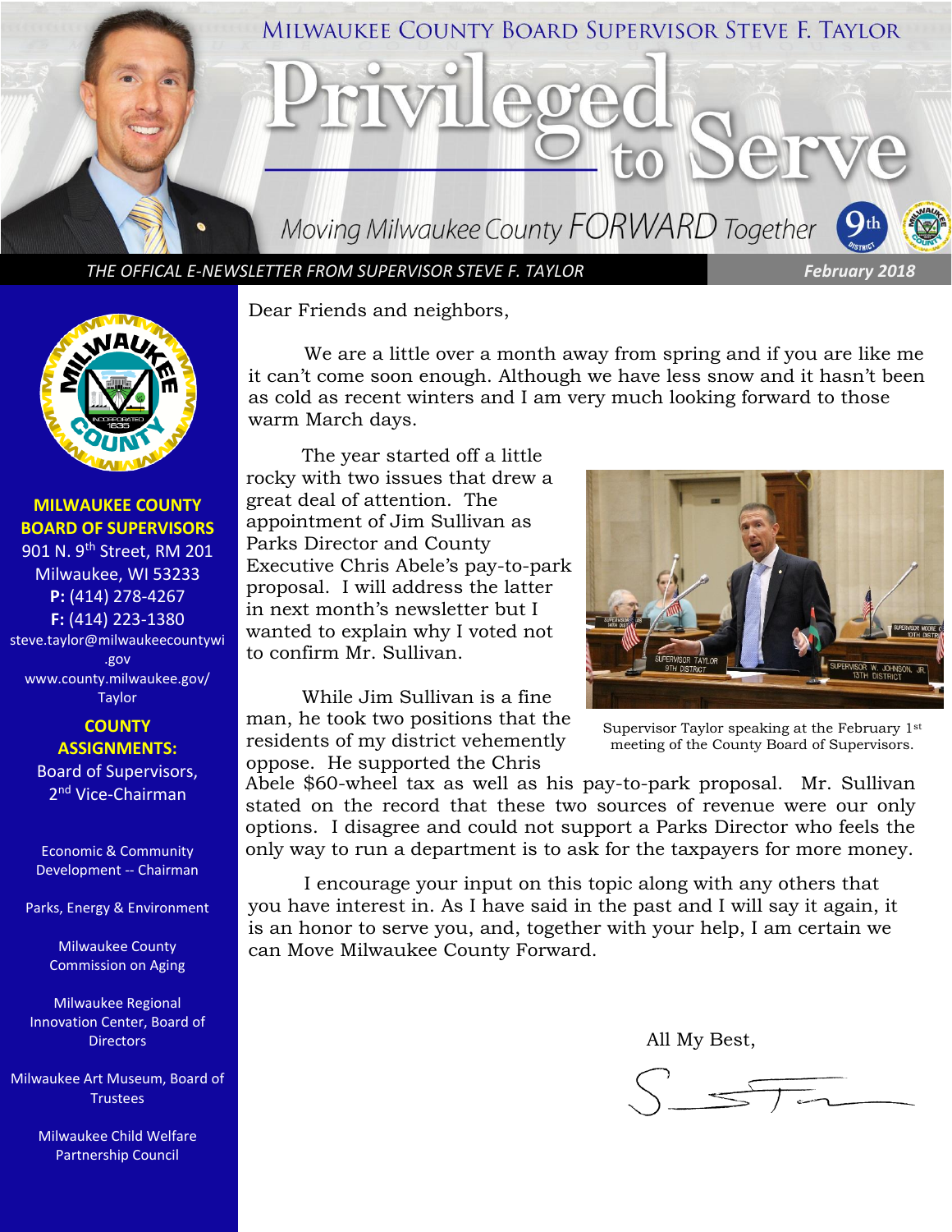# MILWAUKEE COUNTY BOARD SUPERVISOR STEVE F. TAYLOR

# Privileged to Serve

*Moving Milwaukee County FORWARD Together*

*THE OFFICAL E-NEWSLETTER FROM SUPERVISOR STEVE F. TAYLOR* — ***February 2018***

**MILWAUKEE COUNTY BOARD OF SUPERVISORS**
901 N. 9th Street, RM 201
Milwaukee, WI 53233
**P:** (414) 278-4267
**F:** (414) 223-1380
steve.taylor@milwaukeecountywi.gov
www.county.milwaukee.gov/Taylor

**COUNTY ASSIGNMENTS:**

Board of Supervisors, 2nd Vice-Chairman

Economic & Community Development -- Chairman

Parks, Energy & Environment

Milwaukee County Commission on Aging

Milwaukee Regional Innovation Center, Board of Directors

Milwaukee Art Museum, Board of Trustees

Milwaukee Child Welfare Partnership Council

Dear Friends and neighbors,

We are a little over a month away from spring and if you are like me it can't come soon enough. Although we have less snow and it hasn't been as cold as recent winters and I am very much looking forward to those warm March days.

The year started off a little rocky with two issues that drew a great deal of attention. The appointment of Jim Sullivan as Parks Director and County Executive Chris Abele's pay-to-park proposal. I will address the latter in next month's newsletter but I wanted to explain why I voted not to confirm Mr. Sullivan.

Supervisor Taylor speaking at the February 1st meeting of the County Board of Supervisors.

While Jim Sullivan is a fine man, he took two positions that the residents of my district vehemently oppose. He supported the Chris Abele $60-wheel tax as well as his pay-to-park proposal. Mr. Sullivan stated on the record that these two sources of revenue were our only options. I disagree and could not support a Parks Director who feels the only way to run a department is to ask for the taxpayers for more money.

I encourage your input on this topic along with any others that you have interest in. As I have said in the past and I will say it again, it is an honor to serve you, and, together with your help, I am certain we can Move Milwaukee County Forward.

All My Best,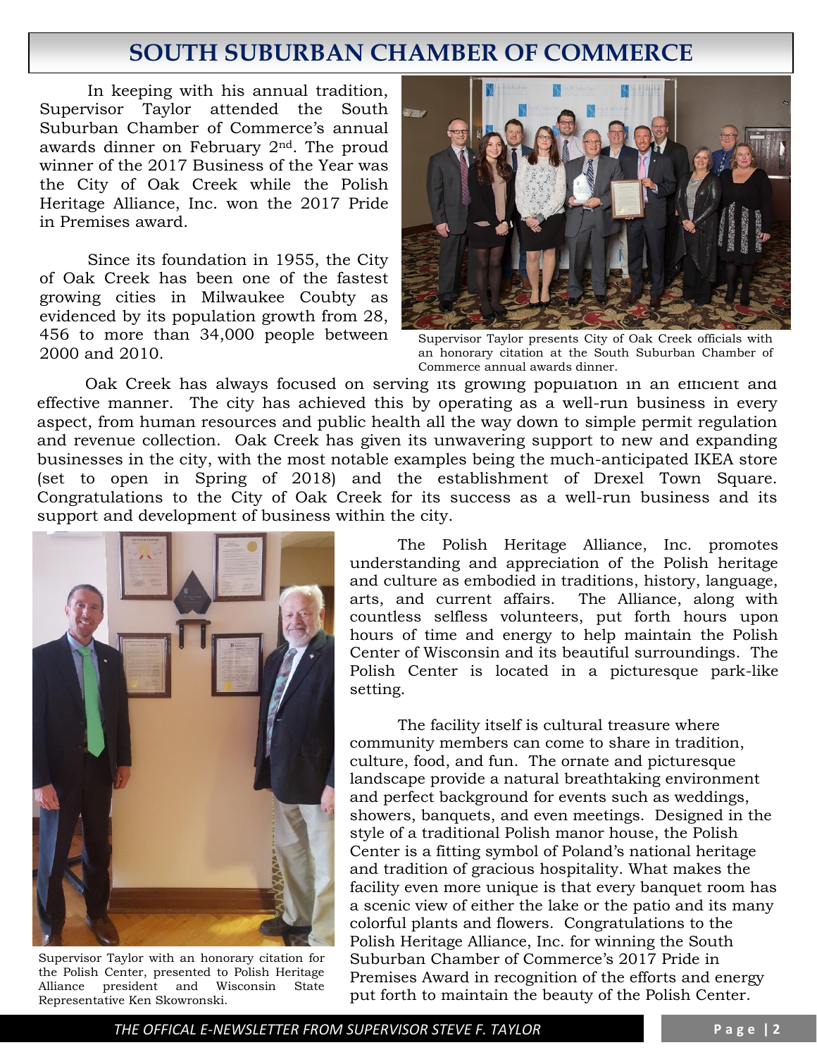# SOUTH SUBURBAN CHAMBER OF COMMERCE

In keeping with his annual tradition, Supervisor Taylor attended the South Suburban Chamber of Commerce's annual awards dinner on February 2nd. The proud winner of the 2017 Business of the Year was the City of Oak Creek while the Polish Heritage Alliance, Inc. won the 2017 Pride in Premises award.

Since its foundation in 1955, the City of Oak Creek has been one of the fastest growing cities in Milwaukee Coubty as evidenced by its population growth from 28, 456 to more than 34,000 people between 2000 and 2010.

Supervisor Taylor presents City of Oak Creek officials with an honorary citation at the South Suburban Chamber of Commerce annual awards dinner.

Oak Creek has always focused on serving its growing population in an efficient and effective manner. The city has achieved this by operating as a well-run business in every aspect, from human resources and public health all the way down to simple permit regulation and revenue collection. Oak Creek has given its unwavering support to new and expanding businesses in the city, with the most notable examples being the much-anticipated IKEA store (set to open in Spring of 2018) and the establishment of Drexel Town Square. Congratulations to the City of Oak Creek for its success as a well-run business and its support and development of business within the city.

Supervisor Taylor with an honorary citation for the Polish Center, presented to Polish Heritage Alliance president and Wisconsin State Representative Ken Skowronski.

The Polish Heritage Alliance, Inc. promotes understanding and appreciation of the Polish heritage and culture as embodied in traditions, history, language, arts, and current affairs. The Alliance, along with countless selfless volunteers, put forth hours upon hours of time and energy to help maintain the Polish Center of Wisconsin and its beautiful surroundings. The Polish Center is located in a picturesque park-like setting.

The facility itself is cultural treasure where community members can come to share in tradition, culture, food, and fun. The ornate and picturesque landscape provide a natural breathtaking environment and perfect background for events such as weddings, showers, banquets, and even meetings. Designed in the style of a traditional Polish manor house, the Polish Center is a fitting symbol of Poland's national heritage and tradition of gracious hospitality. What makes the facility even more unique is that every banquet room has a scenic view of either the lake or the patio and its many colorful plants and flowers. Congratulations to the Polish Heritage Alliance, Inc. for winning the South Suburban Chamber of Commerce's 2017 Pride in Premises Award in recognition of the efforts and energy put forth to maintain the beauty of the Polish Center.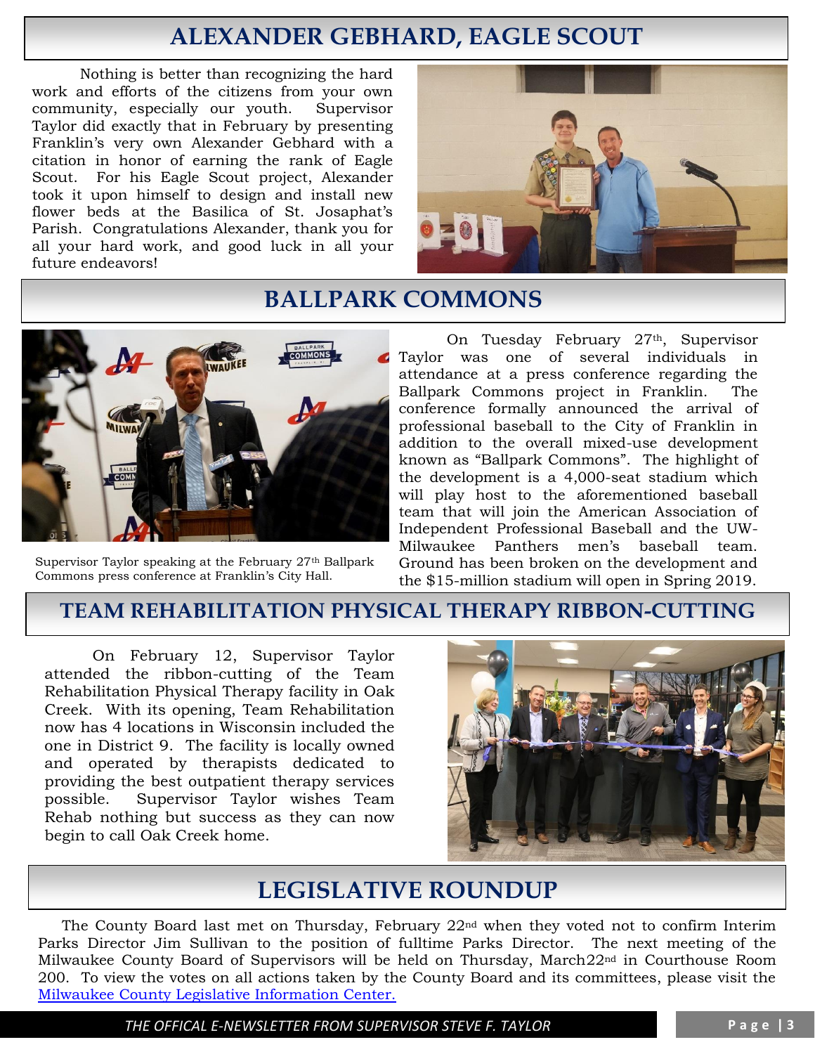# ALEXANDER GEBHARD, EAGLE SCOUT

Nothing is better than recognizing the hard work and efforts of the citizens from your own community, especially our youth. Supervisor Taylor did exactly that in February by presenting Franklin's very own Alexander Gebhard with a citation in honor of earning the rank of Eagle Scout. For his Eagle Scout project, Alexander took it upon himself to design and install new flower beds at the Basilica of St. Josaphat's Parish. Congratulations Alexander, thank you for all your hard work, and good luck in all your future endeavors!

# BALLPARK COMMONS

Supervisor Taylor speaking at the February 27th Ballpark Commons press conference at Franklin's City Hall.

On Tuesday February 27th, Supervisor Taylor was one of several individuals in attendance at a press conference regarding the Ballpark Commons project in Franklin. The conference formally announced the arrival of professional baseball to the City of Franklin in addition to the overall mixed-use development known as "Ballpark Commons". The highlight of the development is a 4,000-seat stadium which will play host to the aforementioned baseball team that will join the American Association of Independent Professional Baseball and the UW-Milwaukee Panthers men's baseball team. Ground has been broken on the development and the $15-million stadium will open in Spring 2019.

# TEAM REHABILITATION PHYSICAL THERAPY RIBBON-CUTTING

On February 12, Supervisor Taylor attended the ribbon-cutting of the Team Rehabilitation Physical Therapy facility in Oak Creek. With its opening, Team Rehabilitation now has 4 locations in Wisconsin included the one in District 9. The facility is locally owned and operated by therapists dedicated to providing the best outpatient therapy services possible. Supervisor Taylor wishes Team Rehab nothing but success as they can now begin to call Oak Creek home.

# LEGISLATIVE ROUNDUP

The County Board last met on Thursday, February 22nd when they voted not to confirm Interim Parks Director Jim Sullivan to the position of fulltime Parks Director. The next meeting of the Milwaukee County Board of Supervisors will be held on Thursday, March22nd in Courthouse Room 200. To view the votes on all actions taken by the County Board and its committees, please visit the [Milwaukee County Legislative Information Center.]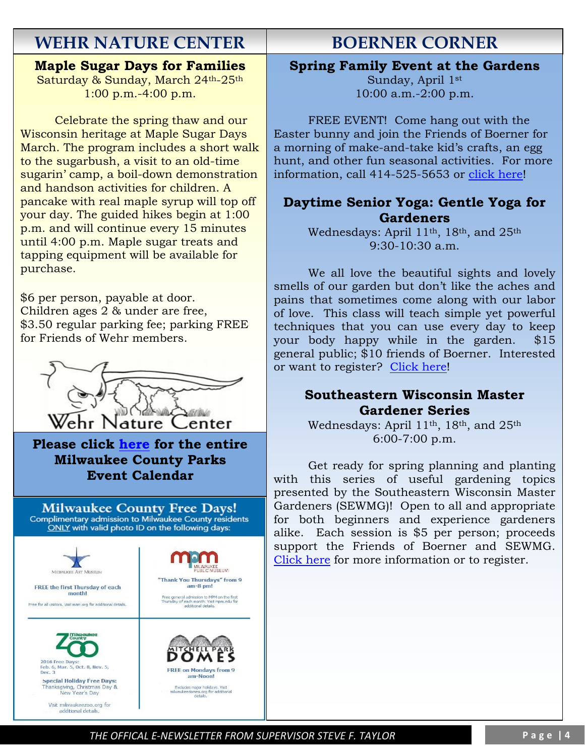## WEHR NATURE CENTER

### Maple Sugar Days for Families

Saturday & Sunday, March 24th-25th
1:00 p.m.-4:00 p.m.

Celebrate the spring thaw and our Wisconsin heritage at Maple Sugar Days March. The program includes a short walk to the sugarbush, a visit to an old-time sugarin' camp, a boil-down demonstration and handson activities for children. A pancake with real maple syrup will top off your day. The guided hikes begin at 1:00 p.m. and will continue every 15 minutes until 4:00 p.m. Maple sugar treats and tapping equipment will be available for purchase.

$6 per person, payable at door.
Children ages 2 & under are free,
$3.50 regular parking fee; parking FREE for Friends of Wehr members.

Wehr Nature Center

**Please click here for the entire Milwaukee County Parks Event Calendar**

### Milwaukee County Free Days!

Complimentary admission to Milwaukee County residents ONLY with valid photo ID on the following days:

Milwaukee Art Museum
FREE the first Thursday of each month!
Free for all visitors. Visit mam.org for additional details.

Milwaukee Public Museum
"Thank You Thursdays" from 9 am-8 pm!
Free general admission to MPM on the first Thursday of each month. Visit mpm.edu for additional details.

Milwaukee County Zoo
2016 Free Days: Feb. 6, Mar. 5, Oct. 8, Nov. 5, Dec. 3
Special Holiday Free Days: Thanksgiving, Christmas Day & New Year's Day
Visit milwaukeezoo.org for additional details.

Mitchell Park Domes
FREE on Mondays from 9 am-Noon!
Excludes major holidays. Visit milwaukeedomes.org for additional details.

## BOERNER CORNER

### Spring Family Event at the Gardens

Sunday, April 1st
10:00 a.m.-2:00 p.m.

FREE EVENT! Come hang out with the Easter bunny and join the Friends of Boerner for a morning of make-and-take kid's crafts, an egg hunt, and other fun seasonal activities. For more information, call 414-525-5653 or click here!

### Daytime Senior Yoga: Gentle Yoga for Gardeners

Wednesdays: April 11th, 18th, and 25th
9:30-10:30 a.m.

We all love the beautiful sights and lovely smells of our garden but don't like the aches and pains that sometimes come along with our labor of love. This class will teach simple yet powerful techniques that you can use every day to keep your body happy while in the garden. $15 general public; $10 friends of Boerner. Interested or want to register? Click here!

### Southeastern Wisconsin Master Gardener Series

Wednesdays: April 11th, 18th, and 25th
6:00-7:00 p.m.

Get ready for spring planning and planting with this series of useful gardening topics presented by the Southeastern Wisconsin Master Gardeners (SEWMG)! Open to all and appropriate for both beginners and experience gardeners alike. Each session is $5 per person; proceeds support the Friends of Boerner and SEWMG. Click here for more information or to register.